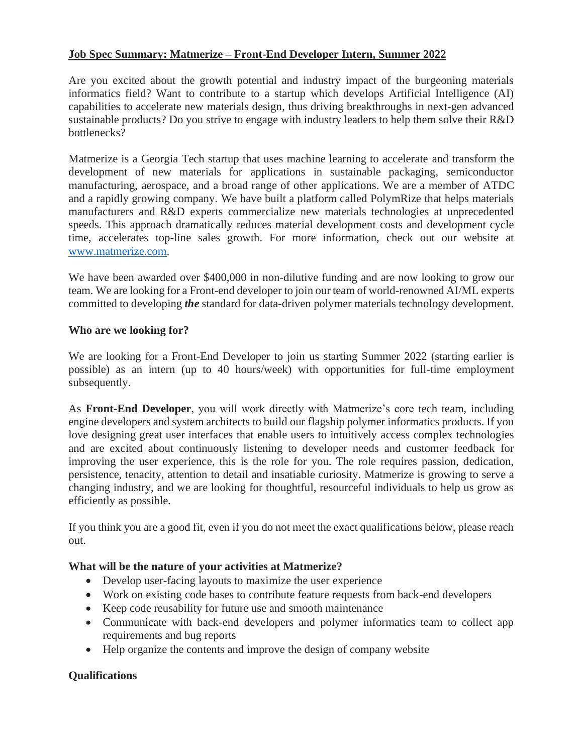**Job Spec Summary: Matmerize – Front-End Developer Intern, Summer 2022**

Are you excited about the growth potential and industry impact of the burgeoning materials informatics field? Want to contribute to a startup which develops Artificial Intelligence (AI) capabilities to accelerate new materials design, thus driving breakthroughs in next-gen advanced sustainable products? Do you strive to engage with industry leaders to help them solve their R&D bottlenecks?

Matmerize is a Georgia Tech startup that uses machine learning to accelerate and transform the development of new materials for applications in sustainable packaging, semiconductor manufacturing, aerospace, and a broad range of other applications. We are a member of ATDC and a rapidly growing company. We have built a platform called PolymRize that helps materials manufacturers and R&D experts commercialize new materials technologies at unprecedented speeds. This approach dramatically reduces material development costs and development cycle time, accelerates top-line sales growth. For more information, check out our website at [www.matmerize.com](http://www.matmerize.com).

We have been awarded over $400,000 in non-dilutive funding and are now looking to grow our team. We are looking for a Front-end developer to join our team of world-renowned AI/ML experts committed to developing ***the*** standard for data-driven polymer materials technology development.

**Who are we looking for?**

We are looking for a Front-End Developer to join us starting Summer 2022 (starting earlier is possible) as an intern (up to 40 hours/week) with opportunities for full-time employment subsequently.

As **Front-End Developer**, you will work directly with Matmerize's core tech team, including engine developers and system architects to build our flagship polymer informatics products. If you love designing great user interfaces that enable users to intuitively access complex technologies and are excited about continuously listening to developer needs and customer feedback for improving the user experience, this is the role for you. The role requires passion, dedication, persistence, tenacity, attention to detail and insatiable curiosity. Matmerize is growing to serve a changing industry, and we are looking for thoughtful, resourceful individuals to help us grow as efficiently as possible.

If you think you are a good fit, even if you do not meet the exact qualifications below, please reach out.

**What will be the nature of your activities at Matmerize?**

- Develop user-facing layouts to maximize the user experience
- Work on existing code bases to contribute feature requests from back-end developers
- Keep code reusability for future use and smooth maintenance
- Communicate with back-end developers and polymer informatics team to collect app requirements and bug reports
- Help organize the contents and improve the design of company website

**Qualifications**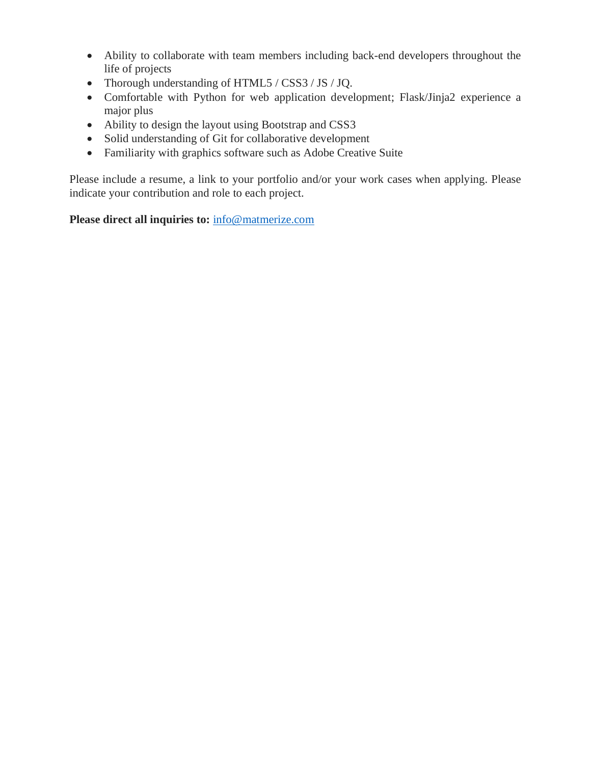- Ability to collaborate with team members including back-end developers throughout the life of projects
- Thorough understanding of HTML5 / CSS3 / JS / JQ.
- Comfortable with Python for web application development; Flask/Jinja2 experience a major plus
- Ability to design the layout using Bootstrap and CSS3
- Solid understanding of Git for collaborative development
- Familiarity with graphics software such as Adobe Creative Suite

Please include a resume, a link to your portfolio and/or your work cases when applying. Please indicate your contribution and role to each project.

**Please direct all inquiries to:** info@matmerize.com